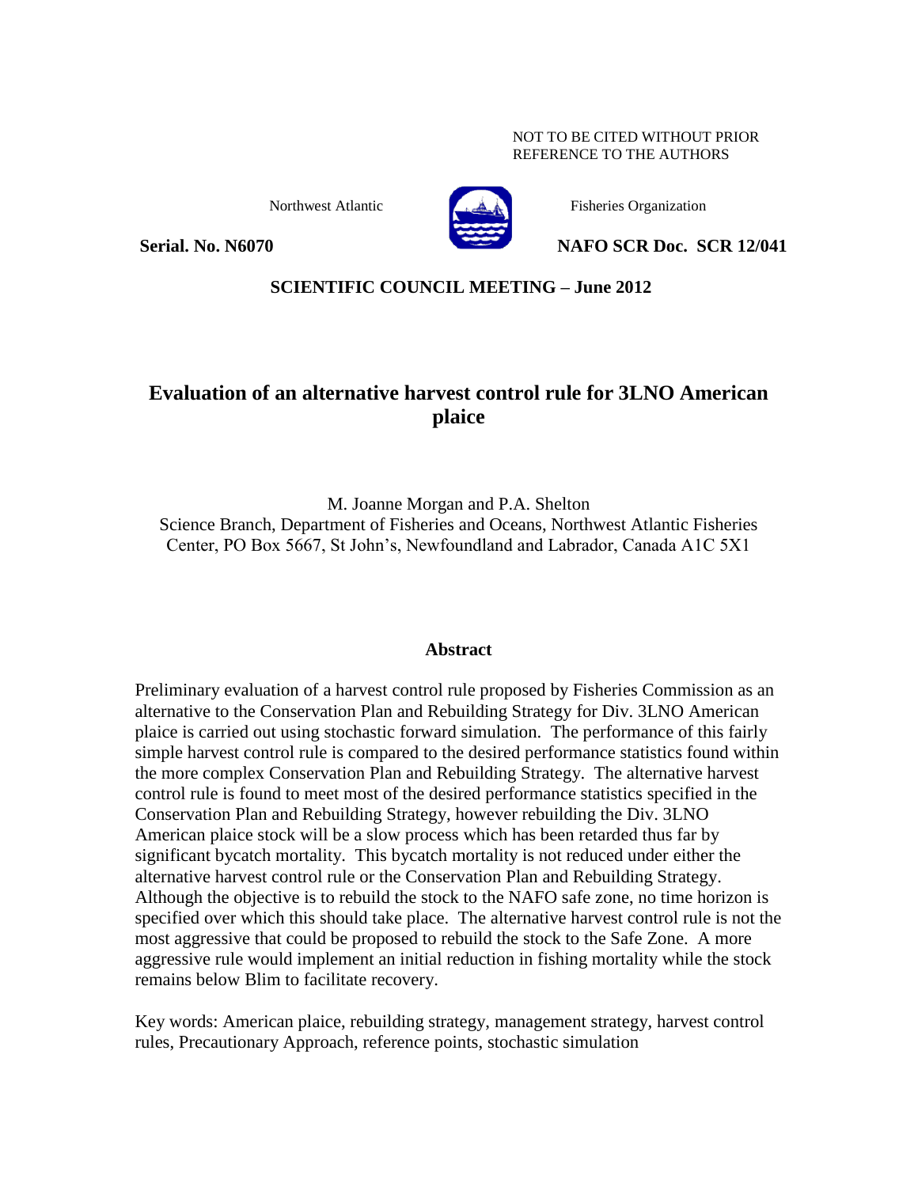NOT TO BE CITED WITHOUT PRIOR REFERENCE TO THE AUTHORS

Northwest Atlantic Fisheries Organization

**Serial. No. N6070** **NAFO SCR Doc. SCR 12/041**

**SCIENTIFIC COUNCIL MEETING – June 2012**

# Evaluation of an alternative harvest control rule for 3LNO American plaice

M. Joanne Morgan and P.A. Shelton
Science Branch, Department of Fisheries and Oceans, Northwest Atlantic Fisheries Center, PO Box 5667, St John's, Newfoundland and Labrador, Canada A1C 5X1

## Abstract

Preliminary evaluation of a harvest control rule proposed by Fisheries Commission as an alternative to the Conservation Plan and Rebuilding Strategy for Div. 3LNO American plaice is carried out using stochastic forward simulation. The performance of this fairly simple harvest control rule is compared to the desired performance statistics found within the more complex Conservation Plan and Rebuilding Strategy. The alternative harvest control rule is found to meet most of the desired performance statistics specified in the Conservation Plan and Rebuilding Strategy, however rebuilding the Div. 3LNO American plaice stock will be a slow process which has been retarded thus far by significant bycatch mortality. This bycatch mortality is not reduced under either the alternative harvest control rule or the Conservation Plan and Rebuilding Strategy. Although the objective is to rebuild the stock to the NAFO safe zone, no time horizon is specified over which this should take place. The alternative harvest control rule is not the most aggressive that could be proposed to rebuild the stock to the Safe Zone. A more aggressive rule would implement an initial reduction in fishing mortality while the stock remains below Blim to facilitate recovery.

Key words: American plaice, rebuilding strategy, management strategy, harvest control rules, Precautionary Approach, reference points, stochastic simulation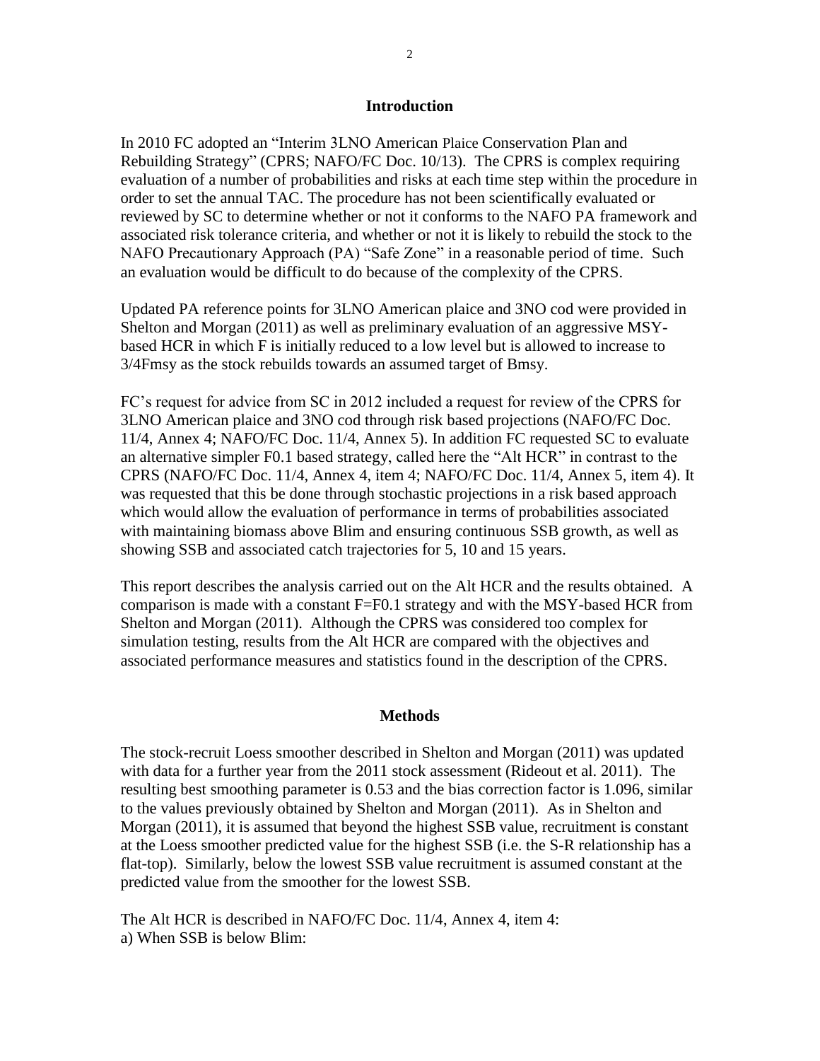## Introduction

In 2010 FC adopted an "Interim 3LNO American Plaice Conservation Plan and Rebuilding Strategy" (CPRS; NAFO/FC Doc. 10/13). The CPRS is complex requiring evaluation of a number of probabilities and risks at each time step within the procedure in order to set the annual TAC. The procedure has not been scientifically evaluated or reviewed by SC to determine whether or not it conforms to the NAFO PA framework and associated risk tolerance criteria, and whether or not it is likely to rebuild the stock to the NAFO Precautionary Approach (PA) "Safe Zone" in a reasonable period of time. Such an evaluation would be difficult to do because of the complexity of the CPRS.

Updated PA reference points for 3LNO American plaice and 3NO cod were provided in Shelton and Morgan (2011) as well as preliminary evaluation of an aggressive MSY-based HCR in which F is initially reduced to a low level but is allowed to increase to 3/4Fmsy as the stock rebuilds towards an assumed target of Bmsy.

FC's request for advice from SC in 2012 included a request for review of the CPRS for 3LNO American plaice and 3NO cod through risk based projections (NAFO/FC Doc. 11/4, Annex 4; NAFO/FC Doc. 11/4, Annex 5). In addition FC requested SC to evaluate an alternative simpler F0.1 based strategy, called here the "Alt HCR" in contrast to the CPRS (NAFO/FC Doc. 11/4, Annex 4, item 4; NAFO/FC Doc. 11/4, Annex 5, item 4). It was requested that this be done through stochastic projections in a risk based approach which would allow the evaluation of performance in terms of probabilities associated with maintaining biomass above Blim and ensuring continuous SSB growth, as well as showing SSB and associated catch trajectories for 5, 10 and 15 years.

This report describes the analysis carried out on the Alt HCR and the results obtained. A comparison is made with a constant F=F0.1 strategy and with the MSY-based HCR from Shelton and Morgan (2011). Although the CPRS was considered too complex for simulation testing, results from the Alt HCR are compared with the objectives and associated performance measures and statistics found in the description of the CPRS.

## Methods

The stock-recruit Loess smoother described in Shelton and Morgan (2011) was updated with data for a further year from the 2011 stock assessment (Rideout et al. 2011). The resulting best smoothing parameter is 0.53 and the bias correction factor is 1.096, similar to the values previously obtained by Shelton and Morgan (2011). As in Shelton and Morgan (2011), it is assumed that beyond the highest SSB value, recruitment is constant at the Loess smoother predicted value for the highest SSB (i.e. the S-R relationship has a flat-top). Similarly, below the lowest SSB value recruitment is assumed constant at the predicted value from the smoother for the lowest SSB.

The Alt HCR is described in NAFO/FC Doc. 11/4, Annex 4, item 4:
a) When SSB is below Blim: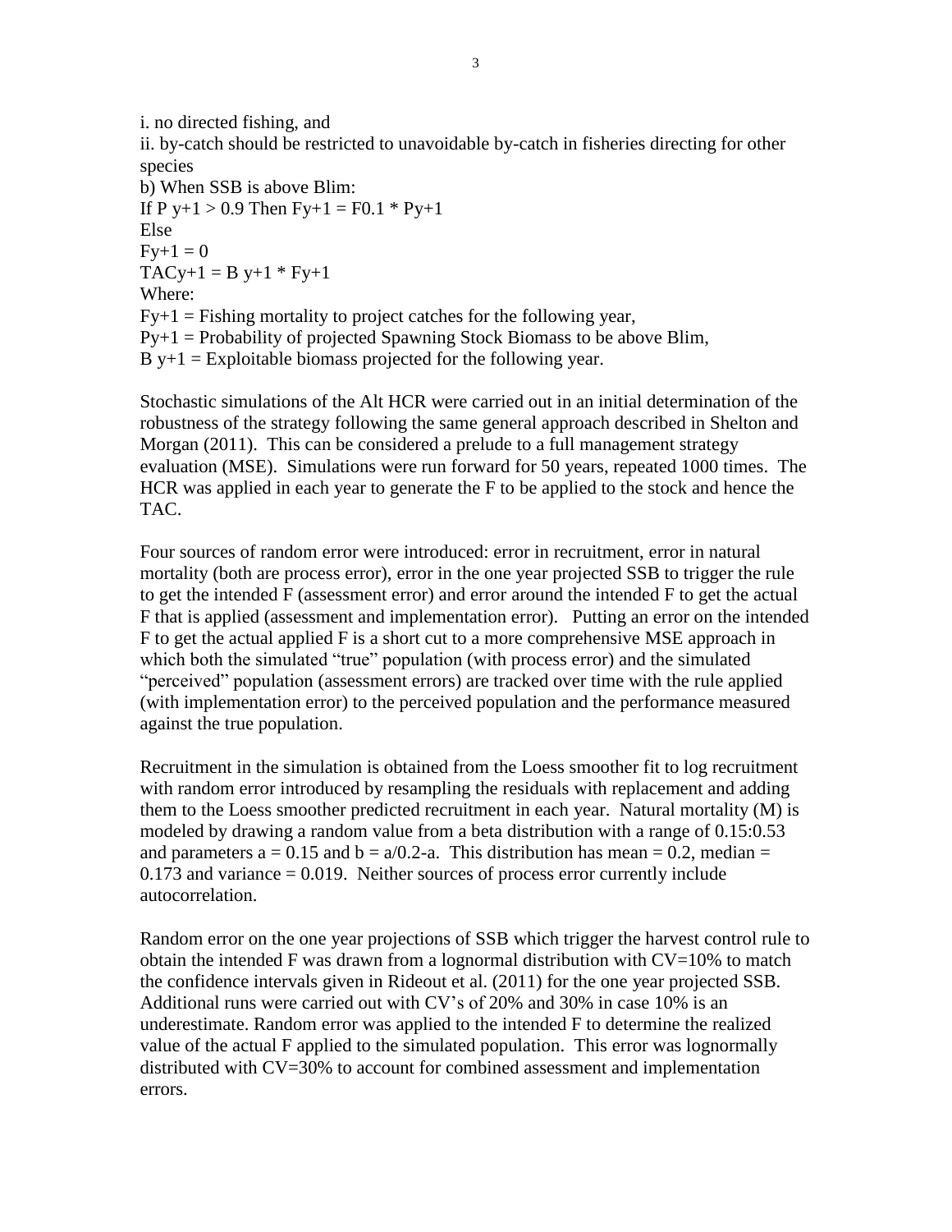i. no directed fishing, and

ii. by-catch should be restricted to unavoidable by-catch in fisheries directing for other species

b) When SSB is above Blim:

If $P_{y+1} > 0.9$ Then $F_{y+1} = F_{0.1} * P_{y+1}$

Else

$F_{y+1} = 0$

$TAC_{y+1} = B_{y+1} * F_{y+1}$

Where:

$F_{y+1}$ = Fishing mortality to project catches for the following year,

$P_{y+1}$ = Probability of projected Spawning Stock Biomass to be above Blim,

$B_{y+1}$ = Exploitable biomass projected for the following year.

Stochastic simulations of the Alt HCR were carried out in an initial determination of the robustness of the strategy following the same general approach described in Shelton and Morgan (2011). This can be considered a prelude to a full management strategy evaluation (MSE). Simulations were run forward for 50 years, repeated 1000 times. The HCR was applied in each year to generate the F to be applied to the stock and hence the TAC.

Four sources of random error were introduced: error in recruitment, error in natural mortality (both are process error), error in the one year projected SSB to trigger the rule to get the intended F (assessment error) and error around the intended F to get the actual F that is applied (assessment and implementation error). Putting an error on the intended F to get the actual applied F is a short cut to a more comprehensive MSE approach in which both the simulated "true" population (with process error) and the simulated "perceived" population (assessment errors) are tracked over time with the rule applied (with implementation error) to the perceived population and the performance measured against the true population.

Recruitment in the simulation is obtained from the Loess smoother fit to log recruitment with random error introduced by resampling the residuals with replacement and adding them to the Loess smoother predicted recruitment in each year. Natural mortality (M) is modeled by drawing a random value from a beta distribution with a range of 0.15:0.53 and parameters $a = 0.15$ and $b = a/0.2\text{-}a$. This distribution has mean = 0.2, median = 0.173 and variance = 0.019. Neither sources of process error currently include autocorrelation.

Random error on the one year projections of SSB which trigger the harvest control rule to obtain the intended F was drawn from a lognormal distribution with CV=10% to match the confidence intervals given in Rideout et al. (2011) for the one year projected SSB. Additional runs were carried out with CV's of 20% and 30% in case 10% is an underestimate. Random error was applied to the intended F to determine the realized value of the actual F applied to the simulated population. This error was lognormally distributed with CV=30% to account for combined assessment and implementation errors.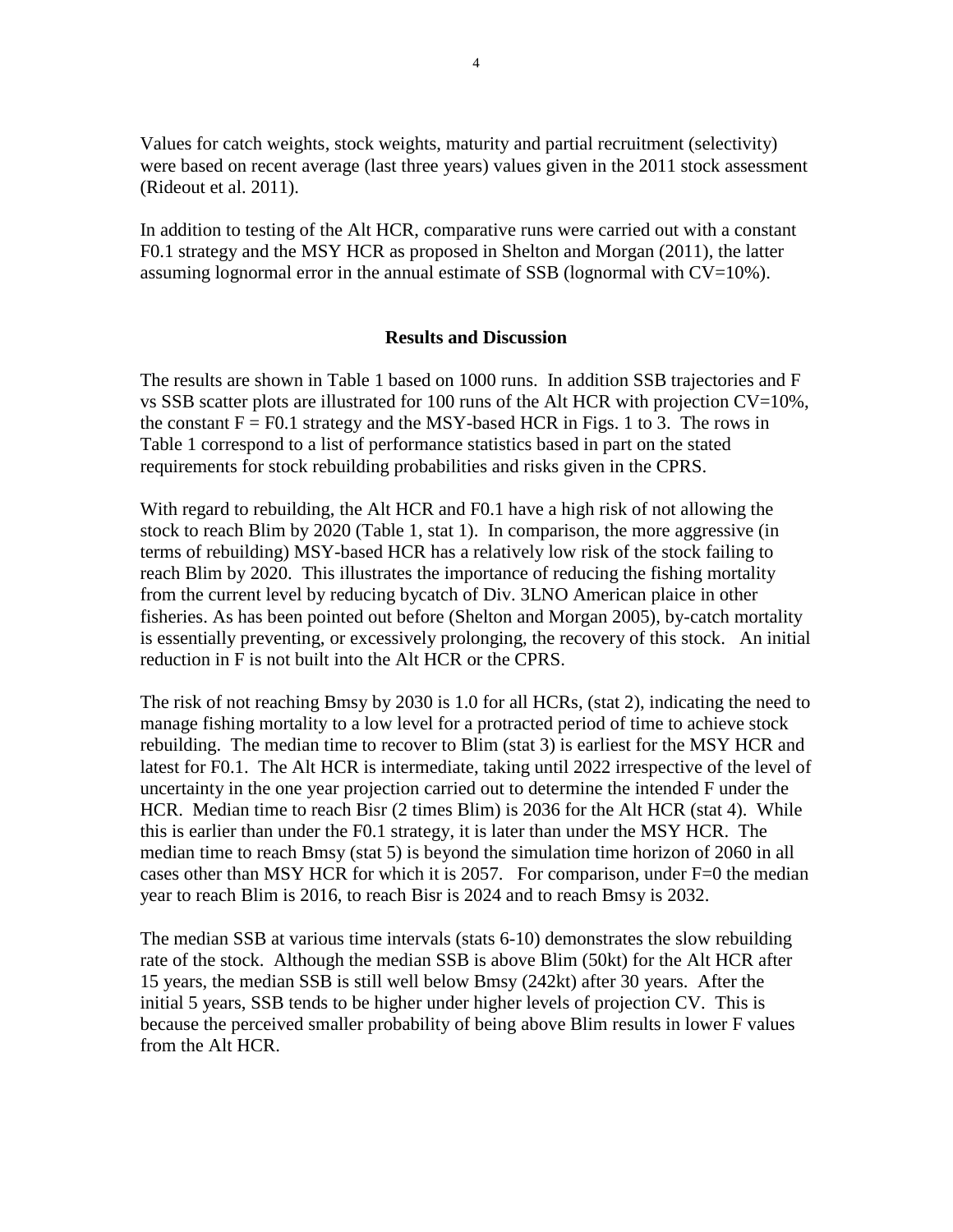Values for catch weights, stock weights, maturity and partial recruitment (selectivity) were based on recent average (last three years) values given in the 2011 stock assessment (Rideout et al. 2011).

In addition to testing of the Alt HCR, comparative runs were carried out with a constant F0.1 strategy and the MSY HCR as proposed in Shelton and Morgan (2011), the latter assuming lognormal error in the annual estimate of SSB (lognormal with CV=10%).

## Results and Discussion

The results are shown in Table 1 based on 1000 runs. In addition SSB trajectories and F vs SSB scatter plots are illustrated for 100 runs of the Alt HCR with projection CV=10%, the constant F = F0.1 strategy and the MSY-based HCR in Figs. 1 to 3. The rows in Table 1 correspond to a list of performance statistics based in part on the stated requirements for stock rebuilding probabilities and risks given in the CPRS.

With regard to rebuilding, the Alt HCR and F0.1 have a high risk of not allowing the stock to reach Blim by 2020 (Table 1, stat 1). In comparison, the more aggressive (in terms of rebuilding) MSY-based HCR has a relatively low risk of the stock failing to reach Blim by 2020. This illustrates the importance of reducing the fishing mortality from the current level by reducing bycatch of Div. 3LNO American plaice in other fisheries. As has been pointed out before (Shelton and Morgan 2005), by-catch mortality is essentially preventing, or excessively prolonging, the recovery of this stock. An initial reduction in F is not built into the Alt HCR or the CPRS.

The risk of not reaching Bmsy by 2030 is 1.0 for all HCRs, (stat 2), indicating the need to manage fishing mortality to a low level for a protracted period of time to achieve stock rebuilding. The median time to recover to Blim (stat 3) is earliest for the MSY HCR and latest for F0.1. The Alt HCR is intermediate, taking until 2022 irrespective of the level of uncertainty in the one year projection carried out to determine the intended F under the HCR. Median time to reach Bisr (2 times Blim) is 2036 for the Alt HCR (stat 4). While this is earlier than under the F0.1 strategy, it is later than under the MSY HCR. The median time to reach Bmsy (stat 5) is beyond the simulation time horizon of 2060 in all cases other than MSY HCR for which it is 2057. For comparison, under F=0 the median year to reach Blim is 2016, to reach Bisr is 2024 and to reach Bmsy is 2032.

The median SSB at various time intervals (stats 6-10) demonstrates the slow rebuilding rate of the stock. Although the median SSB is above Blim (50kt) for the Alt HCR after 15 years, the median SSB is still well below Bmsy (242kt) after 30 years. After the initial 5 years, SSB tends to be higher under higher levels of projection CV. This is because the perceived smaller probability of being above Blim results in lower F values from the Alt HCR.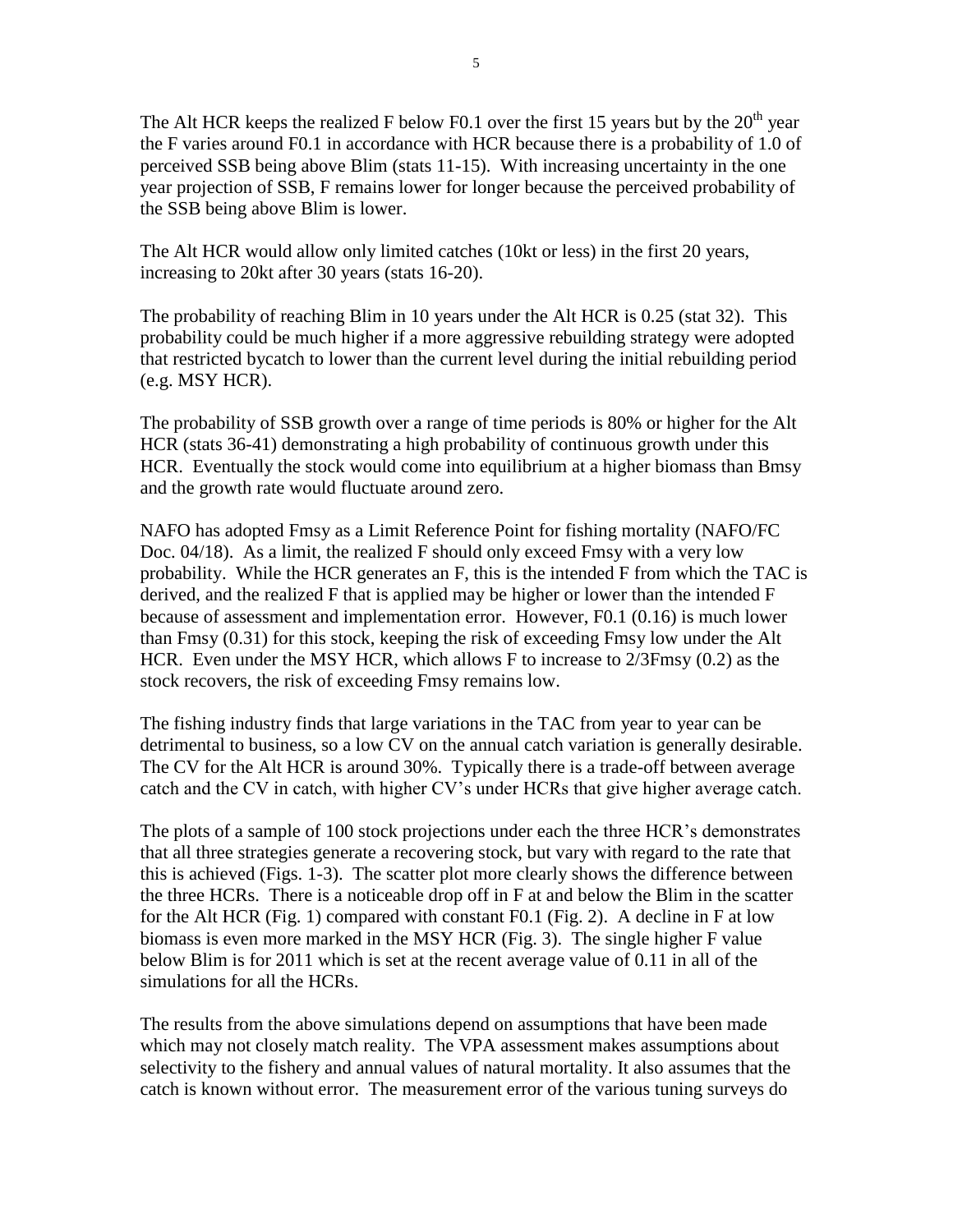The Alt HCR keeps the realized F below F0.1 over the first 15 years but by the 20th year the F varies around F0.1 in accordance with HCR because there is a probability of 1.0 of perceived SSB being above Blim (stats 11-15). With increasing uncertainty in the one year projection of SSB, F remains lower for longer because the perceived probability of the SSB being above Blim is lower.

The Alt HCR would allow only limited catches (10kt or less) in the first 20 years, increasing to 20kt after 30 years (stats 16-20).

The probability of reaching Blim in 10 years under the Alt HCR is 0.25 (stat 32). This probability could be much higher if a more aggressive rebuilding strategy were adopted that restricted bycatch to lower than the current level during the initial rebuilding period (e.g. MSY HCR).

The probability of SSB growth over a range of time periods is 80% or higher for the Alt HCR (stats 36-41) demonstrating a high probability of continuous growth under this HCR. Eventually the stock would come into equilibrium at a higher biomass than Bmsy and the growth rate would fluctuate around zero.

NAFO has adopted Fmsy as a Limit Reference Point for fishing mortality (NAFO/FC Doc. 04/18). As a limit, the realized F should only exceed Fmsy with a very low probability. While the HCR generates an F, this is the intended F from which the TAC is derived, and the realized F that is applied may be higher or lower than the intended F because of assessment and implementation error. However, F0.1 (0.16) is much lower than Fmsy (0.31) for this stock, keeping the risk of exceeding Fmsy low under the Alt HCR. Even under the MSY HCR, which allows F to increase to 2/3Fmsy (0.2) as the stock recovers, the risk of exceeding Fmsy remains low.

The fishing industry finds that large variations in the TAC from year to year can be detrimental to business, so a low CV on the annual catch variation is generally desirable. The CV for the Alt HCR is around 30%. Typically there is a trade-off between average catch and the CV in catch, with higher CV's under HCRs that give higher average catch.

The plots of a sample of 100 stock projections under each the three HCR's demonstrates that all three strategies generate a recovering stock, but vary with regard to the rate that this is achieved (Figs. 1-3). The scatter plot more clearly shows the difference between the three HCRs. There is a noticeable drop off in F at and below the Blim in the scatter for the Alt HCR (Fig. 1) compared with constant F0.1 (Fig. 2). A decline in F at low biomass is even more marked in the MSY HCR (Fig. 3). The single higher F value below Blim is for 2011 which is set at the recent average value of 0.11 in all of the simulations for all the HCRs.

The results from the above simulations depend on assumptions that have been made which may not closely match reality. The VPA assessment makes assumptions about selectivity to the fishery and annual values of natural mortality. It also assumes that the catch is known without error. The measurement error of the various tuning surveys do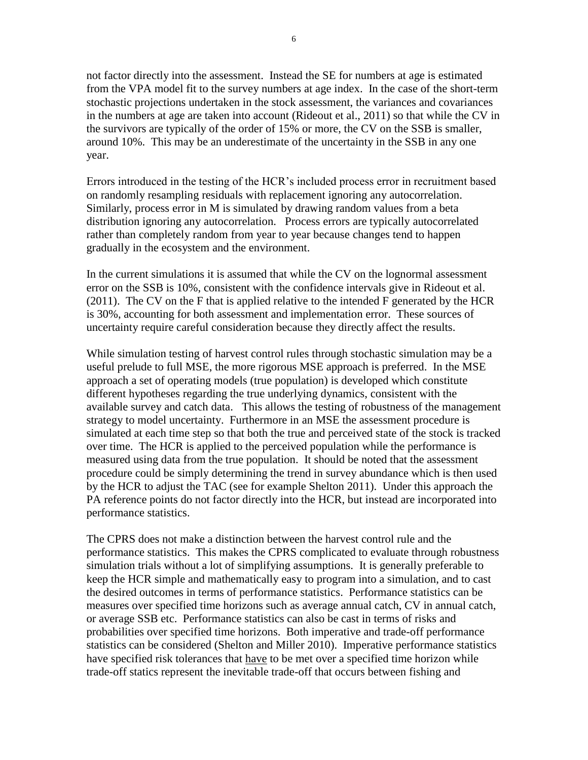not factor directly into the assessment. Instead the SE for numbers at age is estimated from the VPA model fit to the survey numbers at age index. In the case of the short-term stochastic projections undertaken in the stock assessment, the variances and covariances in the numbers at age are taken into account (Rideout et al., 2011) so that while the CV in the survivors are typically of the order of 15% or more, the CV on the SSB is smaller, around 10%. This may be an underestimate of the uncertainty in the SSB in any one year.

Errors introduced in the testing of the HCR's included process error in recruitment based on randomly resampling residuals with replacement ignoring any autocorrelation. Similarly, process error in M is simulated by drawing random values from a beta distribution ignoring any autocorrelation. Process errors are typically autocorrelated rather than completely random from year to year because changes tend to happen gradually in the ecosystem and the environment.

In the current simulations it is assumed that while the CV on the lognormal assessment error on the SSB is 10%, consistent with the confidence intervals give in Rideout et al. (2011). The CV on the F that is applied relative to the intended F generated by the HCR is 30%, accounting for both assessment and implementation error. These sources of uncertainty require careful consideration because they directly affect the results.

While simulation testing of harvest control rules through stochastic simulation may be a useful prelude to full MSE, the more rigorous MSE approach is preferred. In the MSE approach a set of operating models (true population) is developed which constitute different hypotheses regarding the true underlying dynamics, consistent with the available survey and catch data. This allows the testing of robustness of the management strategy to model uncertainty. Furthermore in an MSE the assessment procedure is simulated at each time step so that both the true and perceived state of the stock is tracked over time. The HCR is applied to the perceived population while the performance is measured using data from the true population. It should be noted that the assessment procedure could be simply determining the trend in survey abundance which is then used by the HCR to adjust the TAC (see for example Shelton 2011). Under this approach the PA reference points do not factor directly into the HCR, but instead are incorporated into performance statistics.

The CPRS does not make a distinction between the harvest control rule and the performance statistics. This makes the CPRS complicated to evaluate through robustness simulation trials without a lot of simplifying assumptions. It is generally preferable to keep the HCR simple and mathematically easy to program into a simulation, and to cast the desired outcomes in terms of performance statistics. Performance statistics can be measures over specified time horizons such as average annual catch, CV in annual catch, or average SSB etc. Performance statistics can also be cast in terms of risks and probabilities over specified time horizons. Both imperative and trade-off performance statistics can be considered (Shelton and Miller 2010). Imperative performance statistics have specified risk tolerances that <u>have</u> to be met over a specified time horizon while trade-off statics represent the inevitable trade-off that occurs between fishing and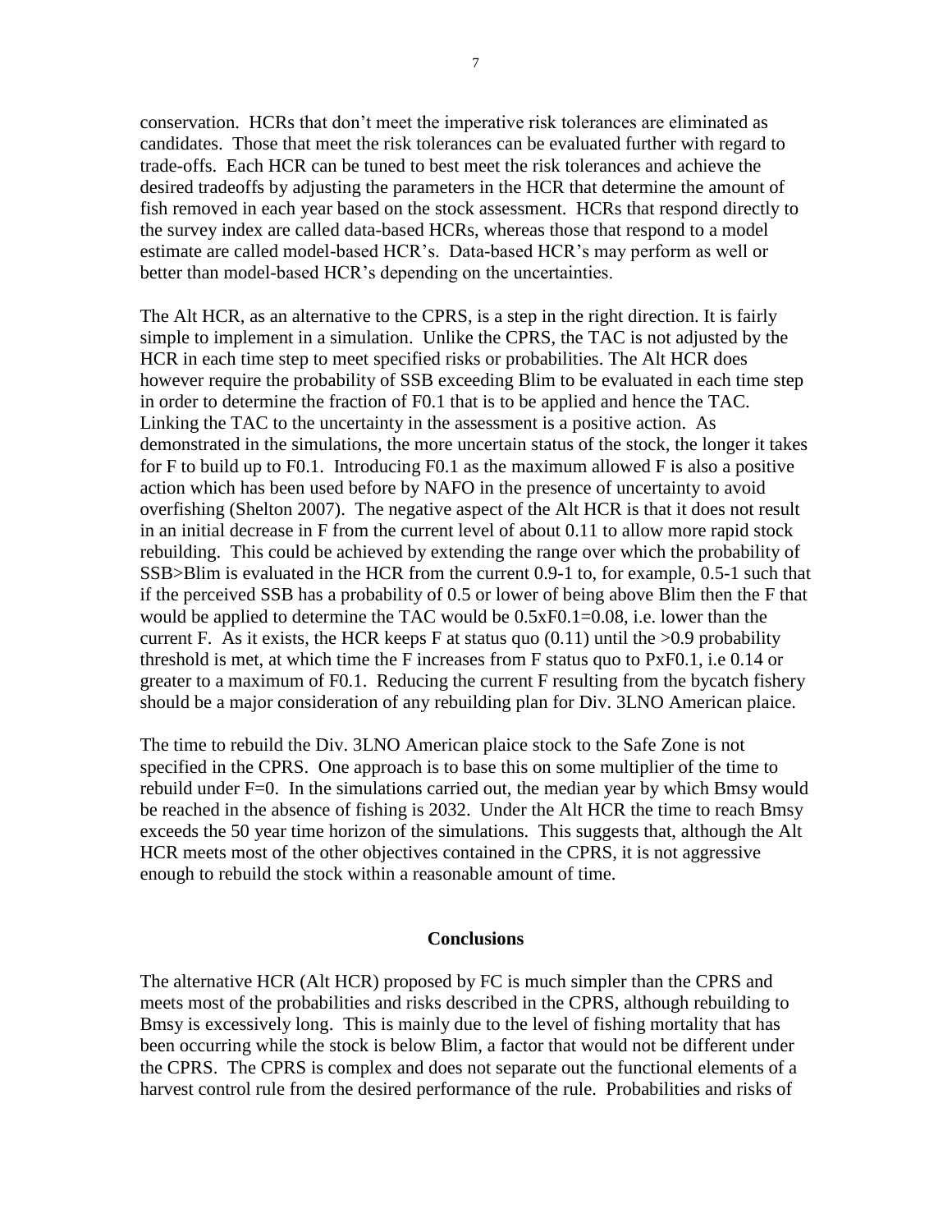conservation. HCRs that don't meet the imperative risk tolerances are eliminated as candidates. Those that meet the risk tolerances can be evaluated further with regard to trade-offs. Each HCR can be tuned to best meet the risk tolerances and achieve the desired tradeoffs by adjusting the parameters in the HCR that determine the amount of fish removed in each year based on the stock assessment. HCRs that respond directly to the survey index are called data-based HCRs, whereas those that respond to a model estimate are called model-based HCR's. Data-based HCR's may perform as well or better than model-based HCR's depending on the uncertainties.

The Alt HCR, as an alternative to the CPRS, is a step in the right direction. It is fairly simple to implement in a simulation. Unlike the CPRS, the TAC is not adjusted by the HCR in each time step to meet specified risks or probabilities. The Alt HCR does however require the probability of SSB exceeding Blim to be evaluated in each time step in order to determine the fraction of F0.1 that is to be applied and hence the TAC. Linking the TAC to the uncertainty in the assessment is a positive action. As demonstrated in the simulations, the more uncertain status of the stock, the longer it takes for F to build up to F0.1. Introducing F0.1 as the maximum allowed F is also a positive action which has been used before by NAFO in the presence of uncertainty to avoid overfishing (Shelton 2007). The negative aspect of the Alt HCR is that it does not result in an initial decrease in F from the current level of about 0.11 to allow more rapid stock rebuilding. This could be achieved by extending the range over which the probability of SSB>Blim is evaluated in the HCR from the current 0.9-1 to, for example, 0.5-1 such that if the perceived SSB has a probability of 0.5 or lower of being above Blim then the F that would be applied to determine the TAC would be 0.5xF0.1=0.08, i.e. lower than the current F. As it exists, the HCR keeps F at status quo (0.11) until the >0.9 probability threshold is met, at which time the F increases from F status quo to PxF0.1, i.e 0.14 or greater to a maximum of F0.1. Reducing the current F resulting from the bycatch fishery should be a major consideration of any rebuilding plan for Div. 3LNO American plaice.

The time to rebuild the Div. 3LNO American plaice stock to the Safe Zone is not specified in the CPRS. One approach is to base this on some multiplier of the time to rebuild under F=0. In the simulations carried out, the median year by which Bmsy would be reached in the absence of fishing is 2032. Under the Alt HCR the time to reach Bmsy exceeds the 50 year time horizon of the simulations. This suggests that, although the Alt HCR meets most of the other objectives contained in the CPRS, it is not aggressive enough to rebuild the stock within a reasonable amount of time.

## Conclusions

The alternative HCR (Alt HCR) proposed by FC is much simpler than the CPRS and meets most of the probabilities and risks described in the CPRS, although rebuilding to Bmsy is excessively long. This is mainly due to the level of fishing mortality that has been occurring while the stock is below Blim, a factor that would not be different under the CPRS. The CPRS is complex and does not separate out the functional elements of a harvest control rule from the desired performance of the rule. Probabilities and risks of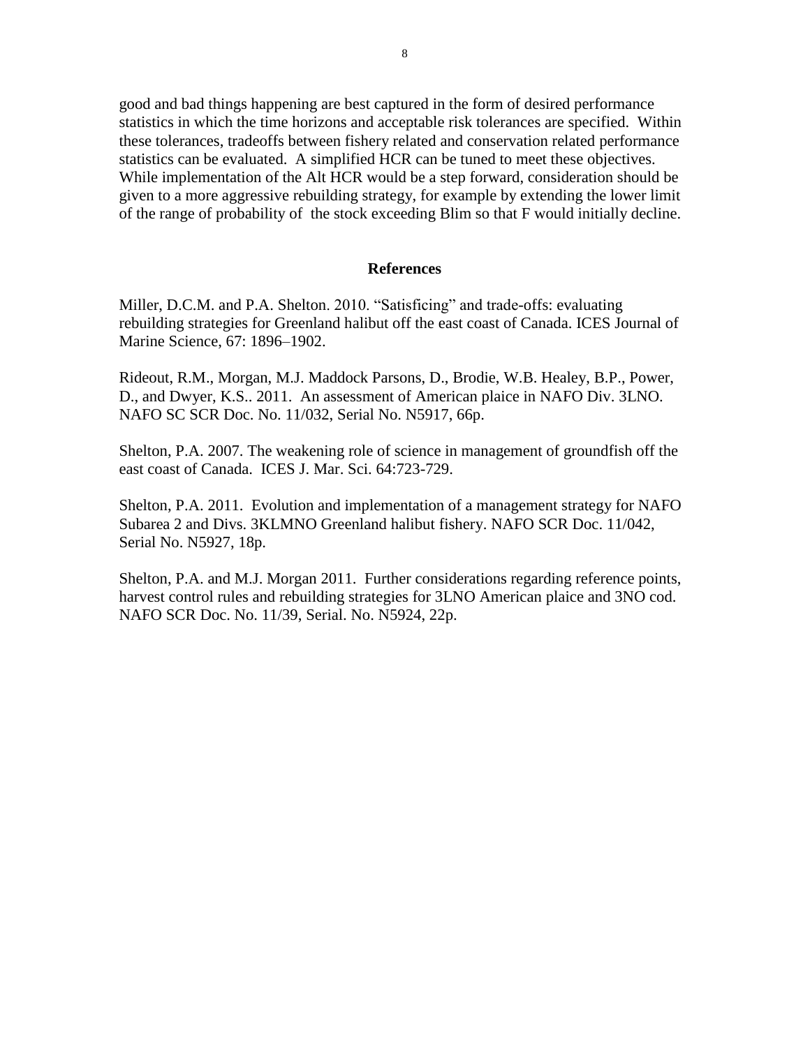good and bad things happening are best captured in the form of desired performance statistics in which the time horizons and acceptable risk tolerances are specified. Within these tolerances, tradeoffs between fishery related and conservation related performance statistics can be evaluated. A simplified HCR can be tuned to meet these objectives. While implementation of the Alt HCR would be a step forward, consideration should be given to a more aggressive rebuilding strategy, for example by extending the lower limit of the range of probability of the stock exceeding Blim so that F would initially decline.

## References

Miller, D.C.M. and P.A. Shelton. 2010. "Satisficing" and trade-offs: evaluating rebuilding strategies for Greenland halibut off the east coast of Canada. ICES Journal of Marine Science, 67: 1896–1902.

Rideout, R.M., Morgan, M.J. Maddock Parsons, D., Brodie, W.B. Healey, B.P., Power, D., and Dwyer, K.S.. 2011. An assessment of American plaice in NAFO Div. 3LNO. NAFO SC SCR Doc. No. 11/032, Serial No. N5917, 66p.

Shelton, P.A. 2007. The weakening role of science in management of groundfish off the east coast of Canada. ICES J. Mar. Sci. 64:723-729.

Shelton, P.A. 2011. Evolution and implementation of a management strategy for NAFO Subarea 2 and Divs. 3KLMNO Greenland halibut fishery. NAFO SCR Doc. 11/042, Serial No. N5927, 18p.

Shelton, P.A. and M.J. Morgan 2011. Further considerations regarding reference points, harvest control rules and rebuilding strategies for 3LNO American plaice and 3NO cod. NAFO SCR Doc. No. 11/39, Serial. No. N5924, 22p.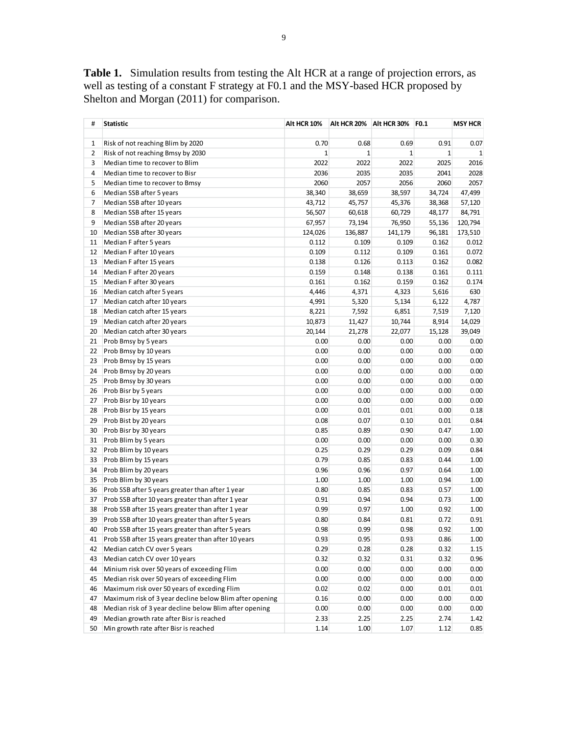**Table 1.** Simulation results from testing the Alt HCR at a range of projection errors, as well as testing of a constant F strategy at F0.1 and the MSY-based HCR proposed by Shelton and Morgan (2011) for comparison.

| # | Statistic | Alt HCR 10% | Alt HCR 20% | Alt HCR 30% | F0.1 | MSY HCR |
|---|---|---|---|---|---|---|
| | | | | | | |
| 1 | Risk of not reaching Blim by 2020 | 0.70 | 0.68 | 0.69 | 0.91 | 0.07 |
| 2 | Risk of not reaching Bmsy by 2030 | 1 | 1 | 1 | 1 | 1 |
| 3 | Median time to recover to Blim | 2022 | 2022 | 2022 | 2025 | 2016 |
| 4 | Median time to recover to Bisr | 2036 | 2035 | 2035 | 2041 | 2028 |
| 5 | Median time to recover to Bmsy | 2060 | 2057 | 2056 | 2060 | 2057 |
| 6 | Median SSB after 5 years | 38,340 | 38,659 | 38,597 | 34,724 | 47,499 |
| 7 | Median SSB after 10 years | 43,712 | 45,757 | 45,376 | 38,368 | 57,120 |
| 8 | Median SSB after 15 years | 56,507 | 60,618 | 60,729 | 48,177 | 84,791 |
| 9 | Median SSB after 20 years | 67,957 | 73,194 | 76,950 | 55,136 | 120,794 |
| 10 | Median SSB after 30 years | 124,026 | 136,887 | 141,179 | 96,181 | 173,510 |
| 11 | Median F after 5 years | 0.112 | 0.109 | 0.109 | 0.162 | 0.012 |
| 12 | Median F after 10 years | 0.109 | 0.112 | 0.109 | 0.161 | 0.072 |
| 13 | Median F after 15 years | 0.138 | 0.126 | 0.113 | 0.162 | 0.082 |
| 14 | Median F after 20 years | 0.159 | 0.148 | 0.138 | 0.161 | 0.111 |
| 15 | Median F after 30 years | 0.161 | 0.162 | 0.159 | 0.162 | 0.174 |
| 16 | Median catch after 5 years | 4,446 | 4,371 | 4,323 | 5,616 | 630 |
| 17 | Median catch after 10 years | 4,991 | 5,320 | 5,134 | 6,122 | 4,787 |
| 18 | Median catch after 15 years | 8,221 | 7,592 | 6,851 | 7,519 | 7,120 |
| 19 | Median catch after 20 years | 10,873 | 11,427 | 10,744 | 8,914 | 14,029 |
| 20 | Median catch after 30 years | 20,144 | 21,278 | 22,077 | 15,128 | 39,049 |
| 21 | Prob Bmsy by 5 years | 0.00 | 0.00 | 0.00 | 0.00 | 0.00 |
| 22 | Prob Bmsy by 10 years | 0.00 | 0.00 | 0.00 | 0.00 | 0.00 |
| 23 | Prob Bmsy by 15 years | 0.00 | 0.00 | 0.00 | 0.00 | 0.00 |
| 24 | Prob Bmsy by 20 years | 0.00 | 0.00 | 0.00 | 0.00 | 0.00 |
| 25 | Prob Bmsy by 30 years | 0.00 | 0.00 | 0.00 | 0.00 | 0.00 |
| 26 | Prob Bisr by 5 years | 0.00 | 0.00 | 0.00 | 0.00 | 0.00 |
| 27 | Prob Bisr by 10 years | 0.00 | 0.00 | 0.00 | 0.00 | 0.00 |
| 28 | Prob Bisr by 15 years | 0.00 | 0.01 | 0.01 | 0.00 | 0.18 |
| 29 | Prob Bist by 20 years | 0.08 | 0.07 | 0.10 | 0.01 | 0.84 |
| 30 | Prob Bisr by 30 years | 0.85 | 0.89 | 0.90 | 0.47 | 1.00 |
| 31 | Prob Blim by 5 years | 0.00 | 0.00 | 0.00 | 0.00 | 0.30 |
| 32 | Prob Blim by 10 years | 0.25 | 0.29 | 0.29 | 0.09 | 0.84 |
| 33 | Prob Blim by 15 years | 0.79 | 0.85 | 0.83 | 0.44 | 1.00 |
| 34 | Prob Blim by 20 years | 0.96 | 0.96 | 0.97 | 0.64 | 1.00 |
| 35 | Prob Blim by 30 years | 1.00 | 1.00 | 1.00 | 0.94 | 1.00 |
| 36 | Prob SSB after 5 years greater than after 1 year | 0.80 | 0.85 | 0.83 | 0.57 | 1.00 |
| 37 | Prob SSB after 10 years greater than after 1 year | 0.91 | 0.94 | 0.94 | 0.73 | 1.00 |
| 38 | Prob SSB after 15 years greater than after 1 year | 0.99 | 0.97 | 1.00 | 0.92 | 1.00 |
| 39 | Prob SSB after 10 years greater than after 5 years | 0.80 | 0.84 | 0.81 | 0.72 | 0.91 |
| 40 | Prob SSB after 15 years greater than after 5 years | 0.98 | 0.99 | 0.98 | 0.92 | 1.00 |
| 41 | Prob SSB after 15 years greater than after 10 years | 0.93 | 0.95 | 0.93 | 0.86 | 1.00 |
| 42 | Median catch CV over 5 years | 0.29 | 0.28 | 0.28 | 0.32 | 1.15 |
| 43 | Median catch CV over 10 years | 0.32 | 0.32 | 0.31 | 0.32 | 0.96 |
| 44 | Minium risk over 50 years of exceeding Flim | 0.00 | 0.00 | 0.00 | 0.00 | 0.00 |
| 45 | Median risk over 50 years of exceeding Flim | 0.00 | 0.00 | 0.00 | 0.00 | 0.00 |
| 46 | Maximum risk over 50 years of exceding Flim | 0.02 | 0.02 | 0.00 | 0.01 | 0.01 |
| 47 | Maximum risk of 3 year decline below Blim after opening | 0.16 | 0.00 | 0.00 | 0.00 | 0.00 |
| 48 | Median risk of 3 year decline below Blim after opening | 0.00 | 0.00 | 0.00 | 0.00 | 0.00 |
| 49 | Median growth rate after Bisr is reached | 2.33 | 2.25 | 2.25 | 2.74 | 1.42 |
| 50 | Min growth rate after Bisr is reached | 1.14 | 1.00 | 1.07 | 1.12 | 0.85 |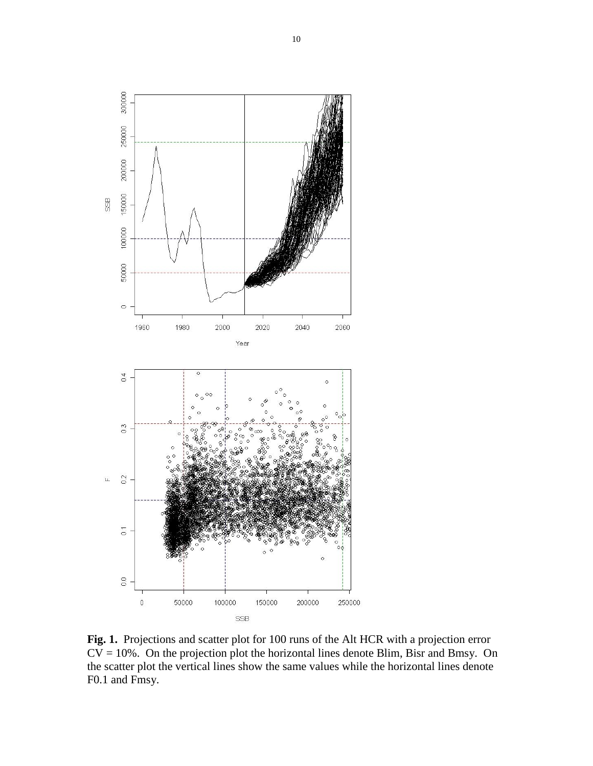**Fig. 1.** Projections and scatter plot for 100 runs of the Alt HCR with a projection error CV = 10%. On the projection plot the horizontal lines denote Blim, Bisr and Bmsy. On the scatter plot the vertical lines show the same values while the horizontal lines denote F0.1 and Fmsy.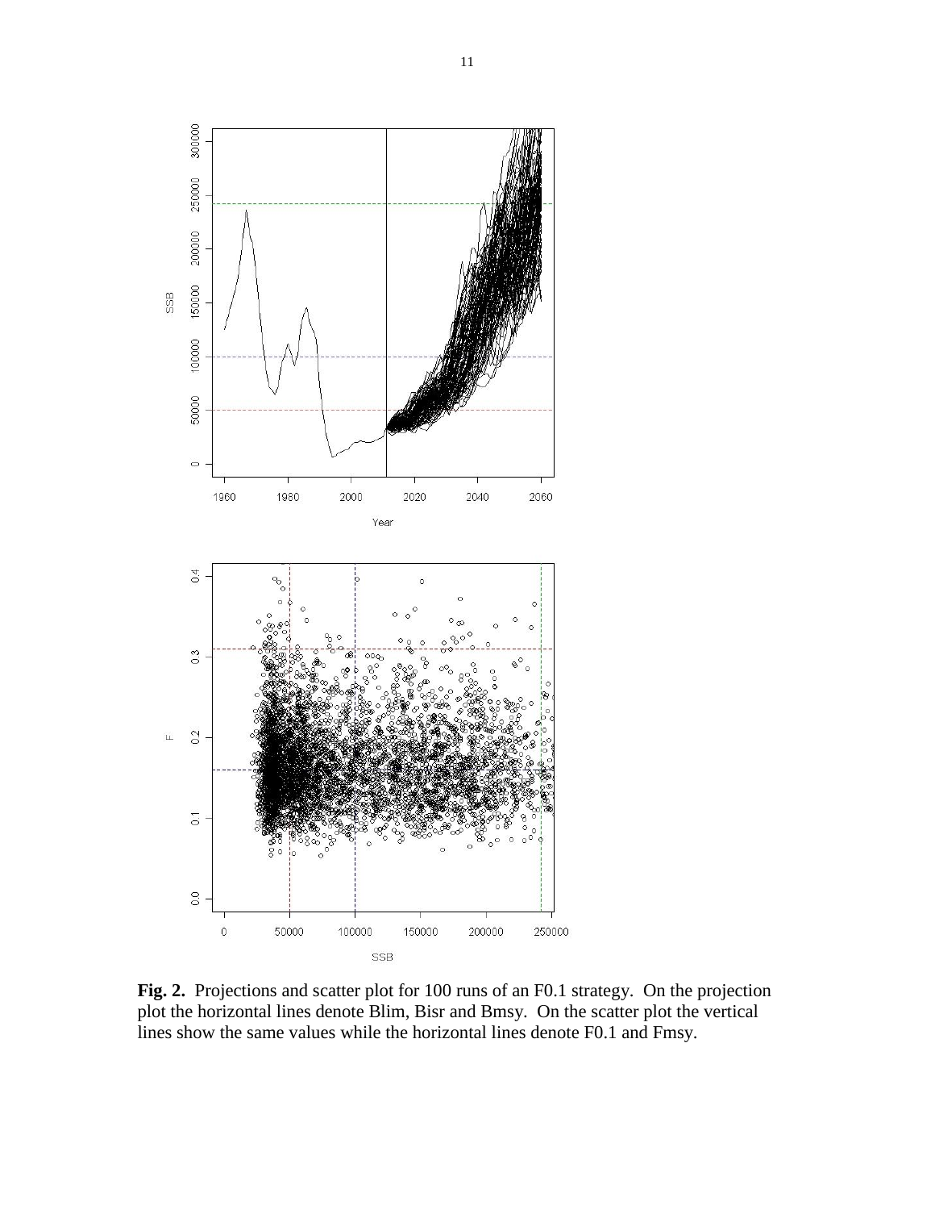**Fig. 2.** Projections and scatter plot for 100 runs of an F0.1 strategy. On the projection plot the horizontal lines denote Blim, Bisr and Bmsy. On the scatter plot the vertical lines show the same values while the horizontal lines denote F0.1 and Fmsy.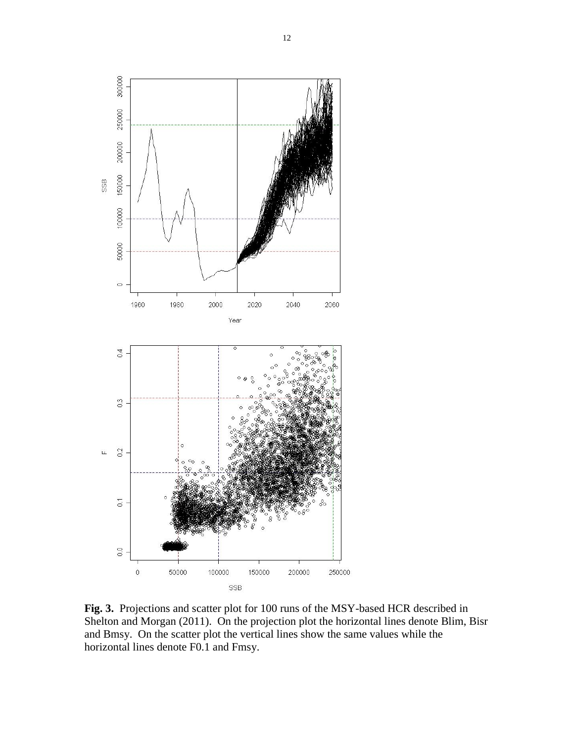SSB

300000
250000
200000
150000
100000
50000
0

1960 1980 2000 2020 2040 2060

Year

F

0.4
0.3
0.2
0.1
0.0

0 50000 100000 150000 200000 250000

SSB

**Fig. 3.** Projections and scatter plot for 100 runs of the MSY-based HCR described in Shelton and Morgan (2011). On the projection plot the horizontal lines denote Blim, Bisr and Bmsy. On the scatter plot the vertical lines show the same values while the horizontal lines denote F0.1 and Fmsy.